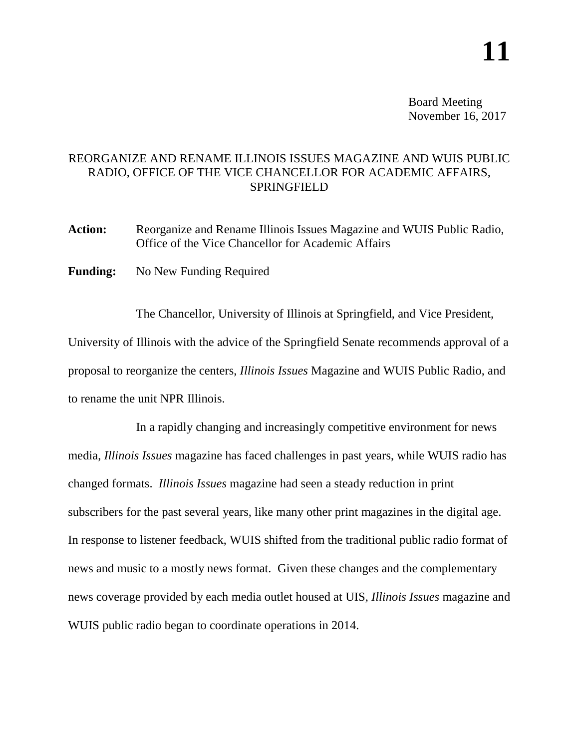# 11

Board Meeting
November 16, 2017

## REORGANIZE AND RENAME ILLINOIS ISSUES MAGAZINE AND WUIS PUBLIC RADIO, OFFICE OF THE VICE CHANCELLOR FOR ACADEMIC AFFAIRS, SPRINGFIELD

**Action:** Reorganize and Rename Illinois Issues Magazine and WUIS Public Radio, Office of the Vice Chancellor for Academic Affairs

**Funding:** No New Funding Required

The Chancellor, University of Illinois at Springfield, and Vice President, University of Illinois with the advice of the Springfield Senate recommends approval of a proposal to reorganize the centers, *Illinois Issues* Magazine and WUIS Public Radio, and to rename the unit NPR Illinois.

In a rapidly changing and increasingly competitive environment for news media, *Illinois Issues* magazine has faced challenges in past years, while WUIS radio has changed formats. *Illinois Issues* magazine had seen a steady reduction in print subscribers for the past several years, like many other print magazines in the digital age. In response to listener feedback, WUIS shifted from the traditional public radio format of news and music to a mostly news format. Given these changes and the complementary news coverage provided by each media outlet housed at UIS, *Illinois Issues* magazine and WUIS public radio began to coordinate operations in 2014.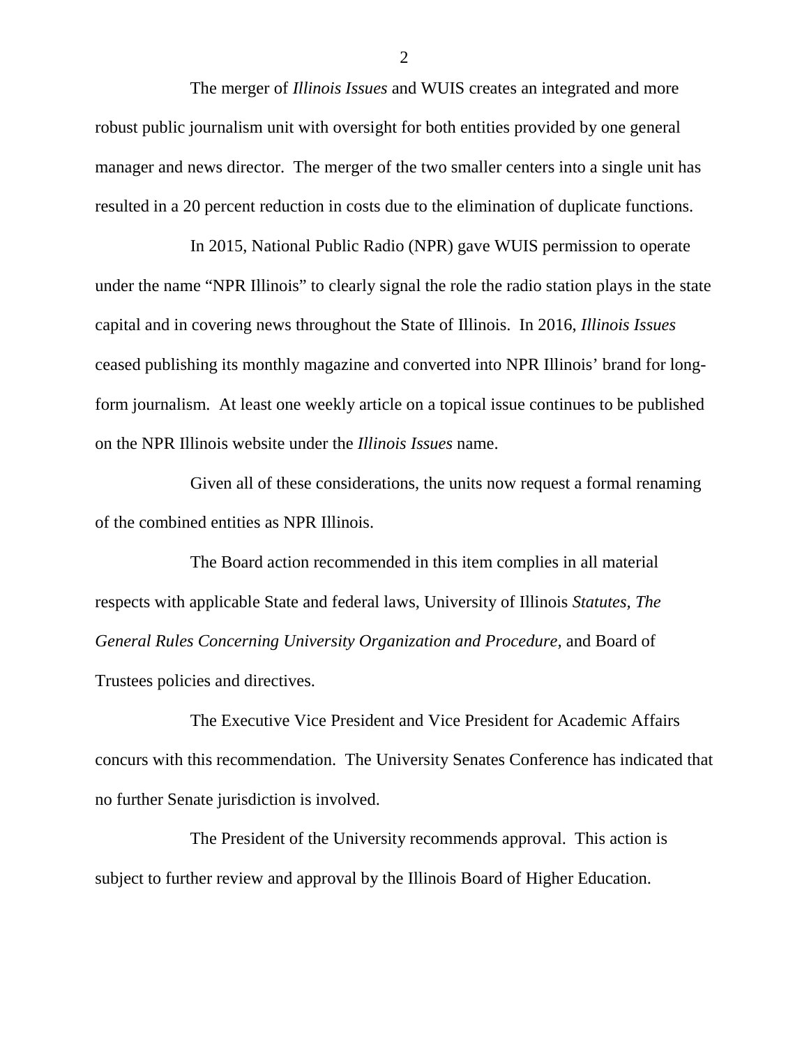The merger of *Illinois Issues* and WUIS creates an integrated and more robust public journalism unit with oversight for both entities provided by one general manager and news director. The merger of the two smaller centers into a single unit has resulted in a 20 percent reduction in costs due to the elimination of duplicate functions.

In 2015, National Public Radio (NPR) gave WUIS permission to operate under the name "NPR Illinois" to clearly signal the role the radio station plays in the state capital and in covering news throughout the State of Illinois. In 2016, *Illinois Issues* ceased publishing its monthly magazine and converted into NPR Illinois' brand for long-form journalism. At least one weekly article on a topical issue continues to be published on the NPR Illinois website under the *Illinois Issues* name.

Given all of these considerations, the units now request a formal renaming of the combined entities as NPR Illinois.

The Board action recommended in this item complies in all material respects with applicable State and federal laws, University of Illinois *Statutes*, *The General Rules Concerning University Organization and Procedure*, and Board of Trustees policies and directives.

The Executive Vice President and Vice President for Academic Affairs concurs with this recommendation. The University Senates Conference has indicated that no further Senate jurisdiction is involved.

The President of the University recommends approval. This action is subject to further review and approval by the Illinois Board of Higher Education.